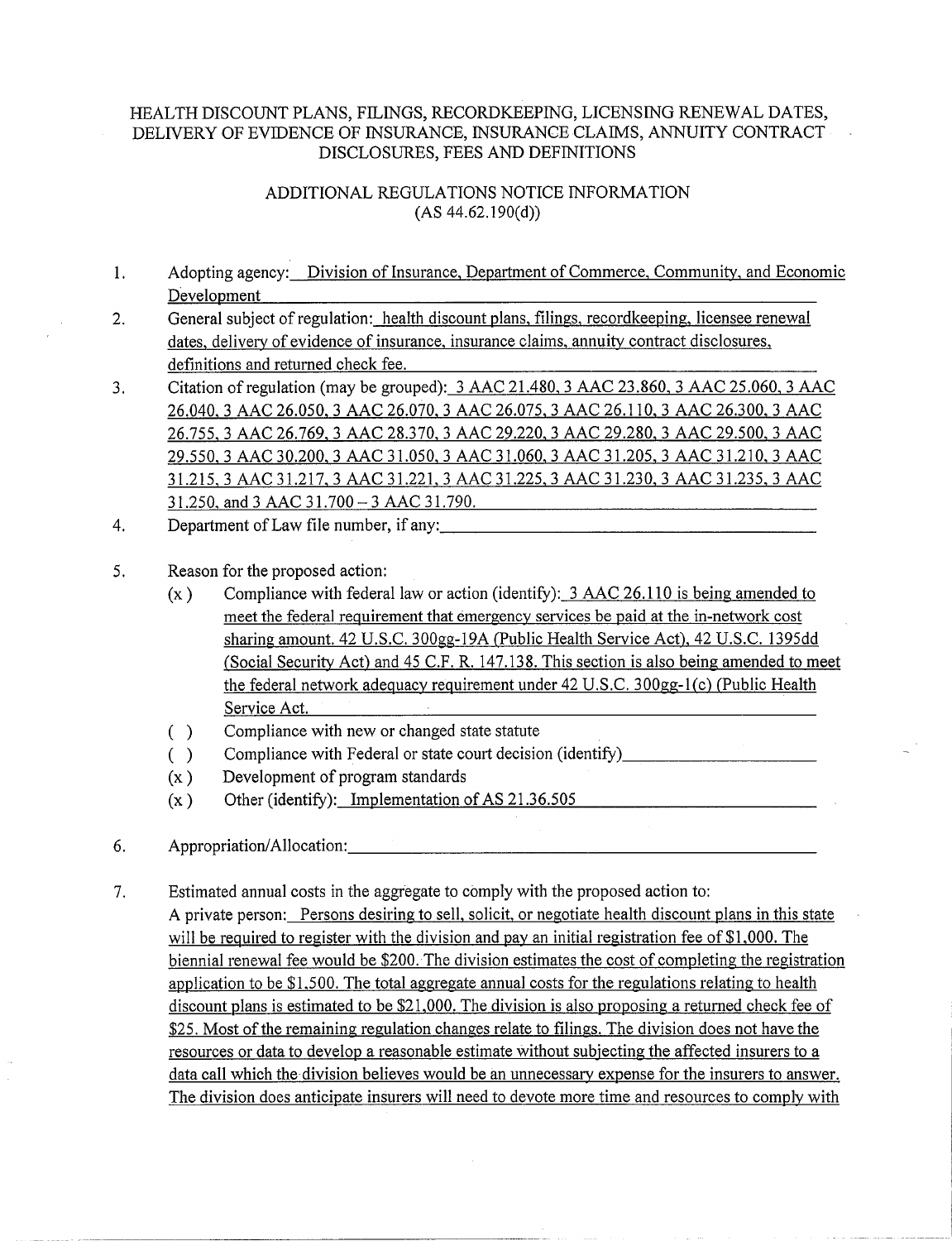# HEALTH DISCOUNT PLANS, FILINGS, RECORDKEEPING, LICENSING RENEWAL DATES, DELIVERY OF EVIDENCE OF INSURANCE, INSURANCE CLAIMS, ANNUITY CONTRACT DISCLOSURES, FEES AND DEFINITIONS

## ADDITIONAL REGULATIONS NOTICE INFORMATION
(AS 44.62.190(d))

1. Adopting agency: Division of Insurance, Department of Commerce, Community, and Economic Development

2. General subject of regulation: health discount plans, filings, recordkeeping, licensee renewal dates, delivery of evidence of insurance, insurance claims, annuity contract disclosures, definitions and returned check fee.

3. Citation of regulation (may be grouped): 3 AAC 21.480, 3 AAC 23.860, 3 AAC 25.060, 3 AAC 26.040, 3 AAC 26.050, 3 AAC 26.070, 3 AAC 26.075, 3 AAC 26.110, 3 AAC 26.300, 3 AAC 26.755, 3 AAC 26.769, 3 AAC 28.370, 3 AAC 29.220, 3 AAC 29.280, 3 AAC 29.500, 3 AAC 29.550, 3 AAC 30.200, 3 AAC 31.050, 3 AAC 31.060, 3 AAC 31.205, 3 AAC 31.210, 3 AAC 31.215, 3 AAC 31.217, 3 AAC 31.221, 3 AAC 31.225, 3 AAC 31.230, 3 AAC 31.235, 3 AAC 31.250, and 3 AAC 31.700 – 3 AAC 31.790.

4. Department of Law file number, if any:

5. Reason for the proposed action:
   - (x) Compliance with federal law or action (identify): 3 AAC 26.110 is being amended to meet the federal requirement that emergency services be paid at the in-network cost sharing amount. 42 U.S.C. 300gg-19A (Public Health Service Act), 42 U.S.C. 1395dd (Social Security Act) and 45 C.F. R. 147.138. This section is also being amended to meet the federal network adequacy requirement under 42 U.S.C. 300gg-1(c) (Public Health Service Act.
   - ( ) Compliance with new or changed state statute
   - ( ) Compliance with Federal or state court decision (identify)
   - (x) Development of program standards
   - (x) Other (identify): Implementation of AS 21.36.505

6. Appropriation/Allocation:

7. Estimated annual costs in the aggregate to comply with the proposed action to:
   A private person: Persons desiring to sell, solicit, or negotiate health discount plans in this state will be required to register with the division and pay an initial registration fee of $1,000. The biennial renewal fee would be $200. The division estimates the cost of completing the registration application to be $1,500. The total aggregate annual costs for the regulations relating to health discount plans is estimated to be $21,000. The division is also proposing a returned check fee of $25. Most of the remaining regulation changes relate to filings. The division does not have the resources or data to develop a reasonable estimate without subjecting the affected insurers to a data call which the division believes would be an unnecessary expense for the insurers to answer. The division does anticipate insurers will need to devote more time and resources to comply with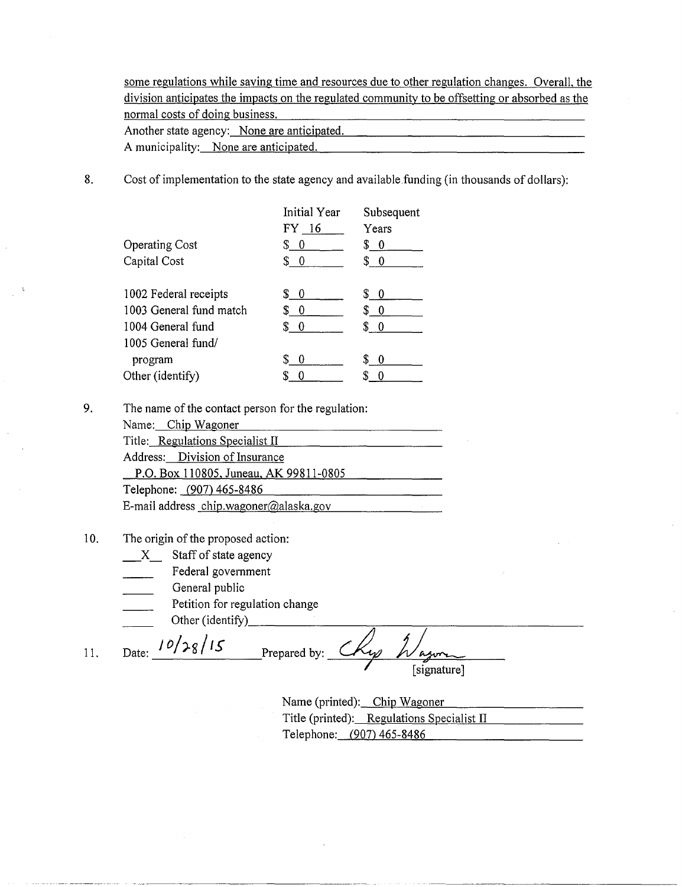some regulations while saving time and resources due to other regulation changes. Overall, the division anticipates the impacts on the regulated community to be offsetting or absorbed as the normal costs of doing business.

Another state agency: None are anticipated.

A municipality: None are anticipated.

8. Cost of implementation to the state agency and available funding (in thousands of dollars):

| | Initial Year FY 16 | Subsequent Years |
|---|---|---|
| Operating Cost | $ 0 | $ 0 |
| Capital Cost | $ 0 | $ 0 |
| 1002 Federal receipts | $ 0 | $ 0 |
| 1003 General fund match | $ 0 | $ 0 |
| 1004 General fund | $ 0 | $ 0 |
| 1005 General fund/ program | $ 0 | $ 0 |
| Other (identify) | $ 0 | $ 0 |

9. The name of the contact person for the regulation:

Name: Chip Wagoner
Title: Regulations Specialist II
Address: Division of Insurance
P.O. Box 110805, Juneau, AK 99811-0805
Telephone: (907) 465-8486
E-mail address chip.wagoner@alaska.gov

10. The origin of the proposed action:

- X Staff of state agency
- \_\_\_ Federal government
- \_\_\_ General public
- \_\_\_ Petition for regulation change
- \_\_\_ Other (identify)

11. Date: 10/28/15 Prepared by: [signature]

Name (printed): Chip Wagoner
Title (printed): Regulations Specialist II
Telephone: (907) 465-8486